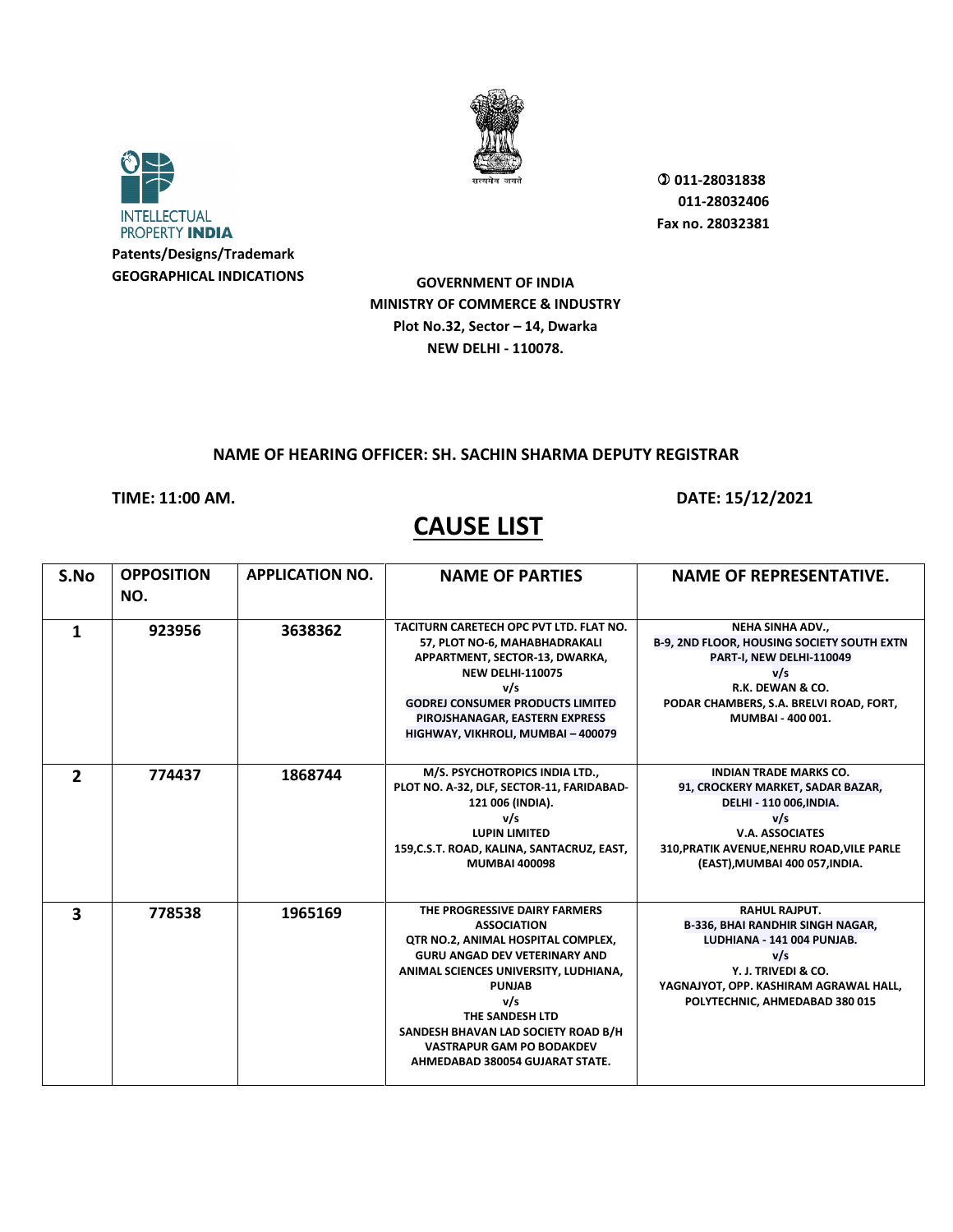INTELLECTUAL PROPERTY **INDIA**

**Patents/Designs/Trademark**
**GEOGRAPHICAL INDICATIONS**

सत्यमेव जयते

**011-28031838**
**011-28032406**
**Fax no. 28032381**

**GOVERNMENT OF INDIA**
**MINISTRY OF COMMERCE & INDUSTRY**
**Plot No.32, Sector – 14, Dwarka**
**NEW DELHI - 110078.**

**NAME OF HEARING OFFICER: SH. SACHIN SHARMA DEPUTY REGISTRAR**

**TIME: 11:00 AM.** **DATE: 15/12/2021**

# CAUSE LIST

| S.No | OPPOSITION NO. | APPLICATION NO. | NAME OF PARTIES | NAME OF REPRESENTATIVE. |
|---|---|---|---|---|
| 1 | 923956 | 3638362 | TACITURN CARETECH OPC PVT LTD. FLAT NO. 57, PLOT NO-6, MAHABHADRAKALI APPARTMENT, SECTOR-13, DWARKA, NEW DELHI-110075<br>v/s<br>GODREJ CONSUMER PRODUCTS LIMITED PIROJSHANAGAR, EASTERN EXPRESS HIGHWAY, VIKHROLI, MUMBAI – 400079 | NEHA SINHA ADV.,<br>B-9, 2ND FLOOR, HOUSING SOCIETY SOUTH EXTN PART-I, NEW DELHI-110049<br>v/s<br>R.K. DEWAN & CO.<br>PODAR CHAMBERS, S.A. BRELVI ROAD, FORT, MUMBAI - 400 001. |
| 2 | 774437 | 1868744 | M/S. PSYCHOTROPICS INDIA LTD., PLOT NO. A-32, DLF, SECTOR-11, FARIDABAD-121 006 (INDIA).<br>v/s<br>LUPIN LIMITED<br>159,C.S.T. ROAD, KALINA, SANTACRUZ, EAST, MUMBAI 400098 | INDIAN TRADE MARKS CO.<br>91, CROCKERY MARKET, SADAR BAZAR, DELHI - 110 006,INDIA.<br>v/s<br>V.A. ASSOCIATES<br>310,PRATIK AVENUE,NEHRU ROAD,VILE PARLE (EAST),MUMBAI 400 057,INDIA. |
| 3 | 778538 | 1965169 | THE PROGRESSIVE DAIRY FARMERS ASSOCIATION<br>QTR NO.2, ANIMAL HOSPITAL COMPLEX, GURU ANGAD DEV VETERINARY AND ANIMAL SCIENCES UNIVERSITY, LUDHIANA, PUNJAB<br>v/s<br>THE SANDESH LTD<br>SANDESH BHAVAN LAD SOCIETY ROAD B/H VASTRAPUR GAM PO BODAKDEV AHMEDABAD 380054 GUJARAT STATE. | RAHUL RAJPUT.<br>B-336, BHAI RANDHIR SINGH NAGAR, LUDHIANA - 141 004 PUNJAB.<br>v/s<br>Y. J. TRIVEDI & CO.<br>YAGNAJYOT, OPP. KASHIRAM AGRAWAL HALL, POLYTECHNIC, AHMEDABAD 380 015 |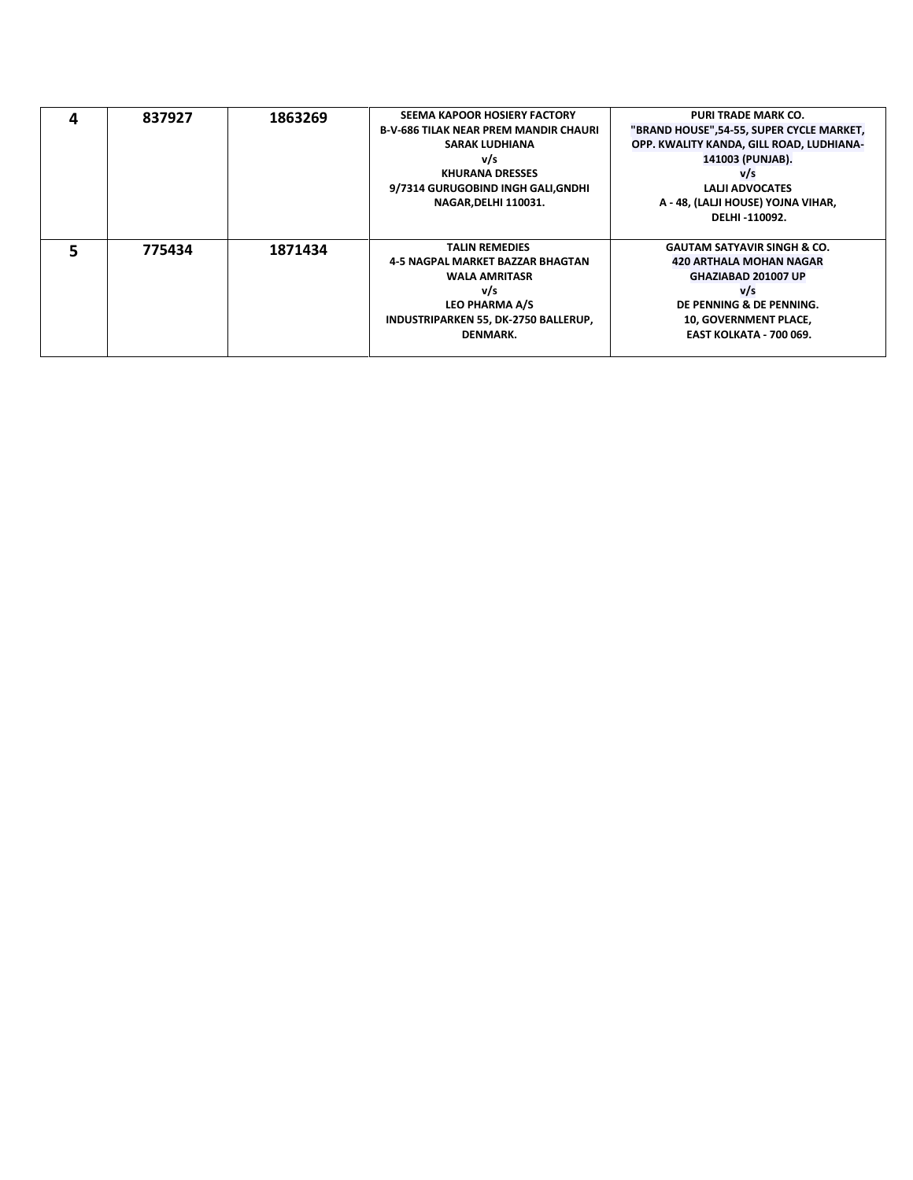| | | | | |
|---|---|---|---|---|
| **4** | **837927** | **1863269** | **SEEMA KAPOOR HOSIERY FACTORY**<br>**B-V-686 TILAK NEAR PREM MANDIR CHAURI SARAK LUDHIANA**<br>**v/s**<br>**KHURANA DRESSES**<br>**9/7314 GURUGOBIND INGH GALI,GNDHI NAGAR,DELHI 110031.** | **PURI TRADE MARK CO.**<br>**"BRAND HOUSE",54-55, SUPER CYCLE MARKET, OPP. KWALITY KANDA, GILL ROAD, LUDHIANA-141003 (PUNJAB).**<br>**v/s**<br>**LALJI ADVOCATES**<br>**A - 48, (LALJI HOUSE) YOJNA VIHAR, DELHI -110092.** |
| **5** | **775434** | **1871434** | **TALIN REMEDIES**<br>**4-5 NAGPAL MARKET BAZZAR BHAGTAN WALA AMRITASR**<br>**v/s**<br>**LEO PHARMA A/S**<br>**INDUSTRIPARKEN 55, DK-2750 BALLERUP, DENMARK.** | **GAUTAM SATYAVIR SINGH & CO.**<br>**420 ARTHALA MOHAN NAGAR GHAZIABAD 201007 UP**<br>**v/s**<br>**DE PENNING & DE PENNING.**<br>**10, GOVERNMENT PLACE, EAST KOLKATA - 700 069.** |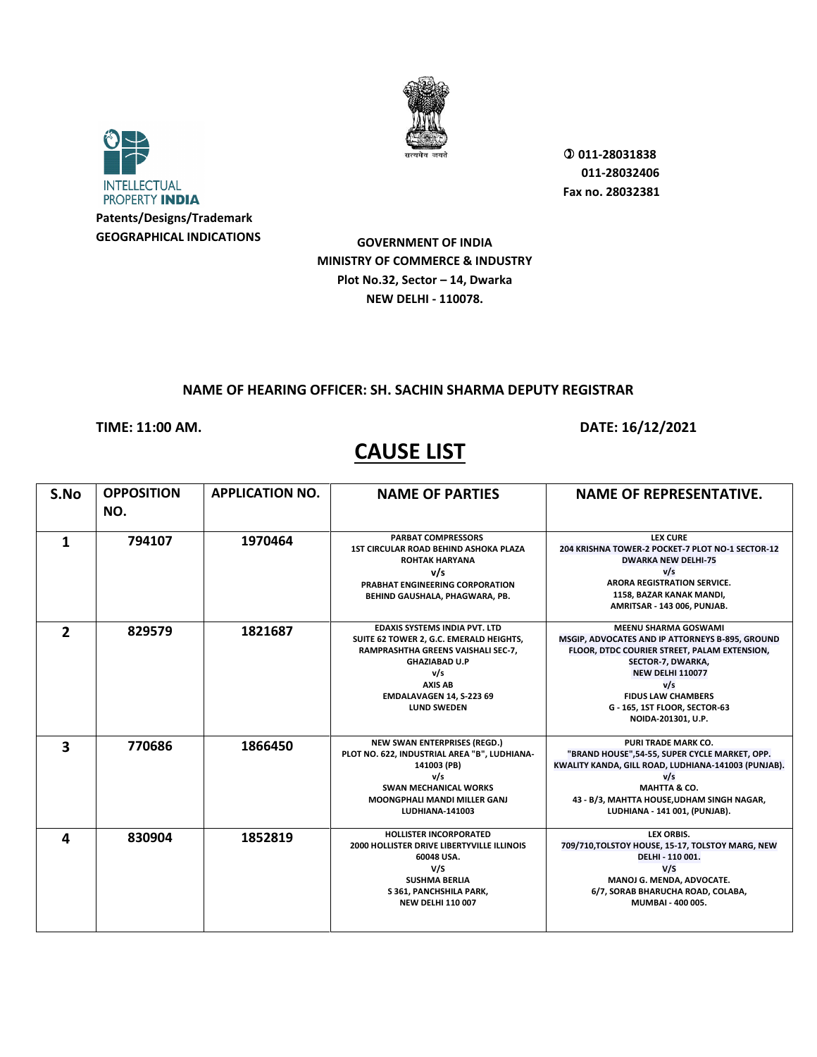INTELLECTUAL PROPERTY INDIA

**Patents/Designs/Trademark**
**GEOGRAPHICAL INDICATIONS**

सत्यमेव जयते

**✆ 011-28031838**
**011-28032406**
**Fax no. 28032381**

**GOVERNMENT OF INDIA**
**MINISTRY OF COMMERCE & INDUSTRY**
**Plot No.32, Sector – 14, Dwarka**
**NEW DELHI - 110078.**

**NAME OF HEARING OFFICER: SH. SACHIN SHARMA DEPUTY REGISTRAR**

**TIME: 11:00 AM.** **DATE: 16/12/2021**

# CAUSE LIST

| S.No | OPPOSITION NO. | APPLICATION NO. | NAME OF PARTIES | NAME OF REPRESENTATIVE. |
|---|---|---|---|---|
| 1 | 794107 | 1970464 | PARBAT COMPRESSORS 1ST CIRCULAR ROAD BEHIND ASHOKA PLAZA ROHTAK HARYANA v/s PRABHAT ENGINEERING CORPORATION BEHIND GAUSHALA, PHAGWARA, PB. | LEX CURE 204 KRISHNA TOWER-2 POCKET-7 PLOT NO-1 SECTOR-12 DWARKA NEW DELHI-75 v/s ARORA REGISTRATION SERVICE. 1158, BAZAR KANAK MANDI, AMRITSAR - 143 006, PUNJAB. |
| 2 | 829579 | 1821687 | EDAXIS SYSTEMS INDIA PVT. LTD SUITE 62 TOWER 2, G.C. EMERALD HEIGHTS, RAMPRASHTHA GREENS VAISHALI SEC-7, GHAZIABAD U.P v/s AXIS AB EMDALAVAGEN 14, S-223 69 LUND SWEDEN | MEENU SHARMA GOSWAMI MSGIP, ADVOCATES AND IP ATTORNEYS B-895, GROUND FLOOR, DTDC COURIER STREET, PALAM EXTENSION, SECTOR-7, DWARKA, NEW DELHI 110077 v/s FIDUS LAW CHAMBERS G - 165, 1ST FLOOR, SECTOR-63 NOIDA-201301, U.P. |
| 3 | 770686 | 1866450 | NEW SWAN ENTERPRISES (REGD.) PLOT NO. 622, INDUSTRIAL AREA "B", LUDHIANA-141003 (PB) v/s SWAN MECHANICAL WORKS MOONGPHALI MANDI MILLER GANJ LUDHIANA-141003 | PURI TRADE MARK CO. "BRAND HOUSE",54-55, SUPER CYCLE MARKET, OPP. KWALITY KANDA, GILL ROAD, LUDHIANA-141003 (PUNJAB). v/s MAHTTA & CO. 43 - B/3, MAHTTA HOUSE,UDHAM SINGH NAGAR, LUDHIANA - 141 001, (PUNJAB). |
| 4 | 830904 | 1852819 | HOLLISTER INCORPORATED 2000 HOLLISTER DRIVE LIBERTYVILLE ILLINOIS 60048 USA. V/S SUSHMA BERLIA S 361, PANCHSHILA PARK, NEW DELHI 110 007 | LEX ORBIS. 709/710,TOLSTOY HOUSE, 15-17, TOLSTOY MARG, NEW DELHI - 110 001. V/S MANOJ G. MENDA, ADVOCATE. 6/7, SORAB BHARUCHA ROAD, COLABA, MUMBAI - 400 005. |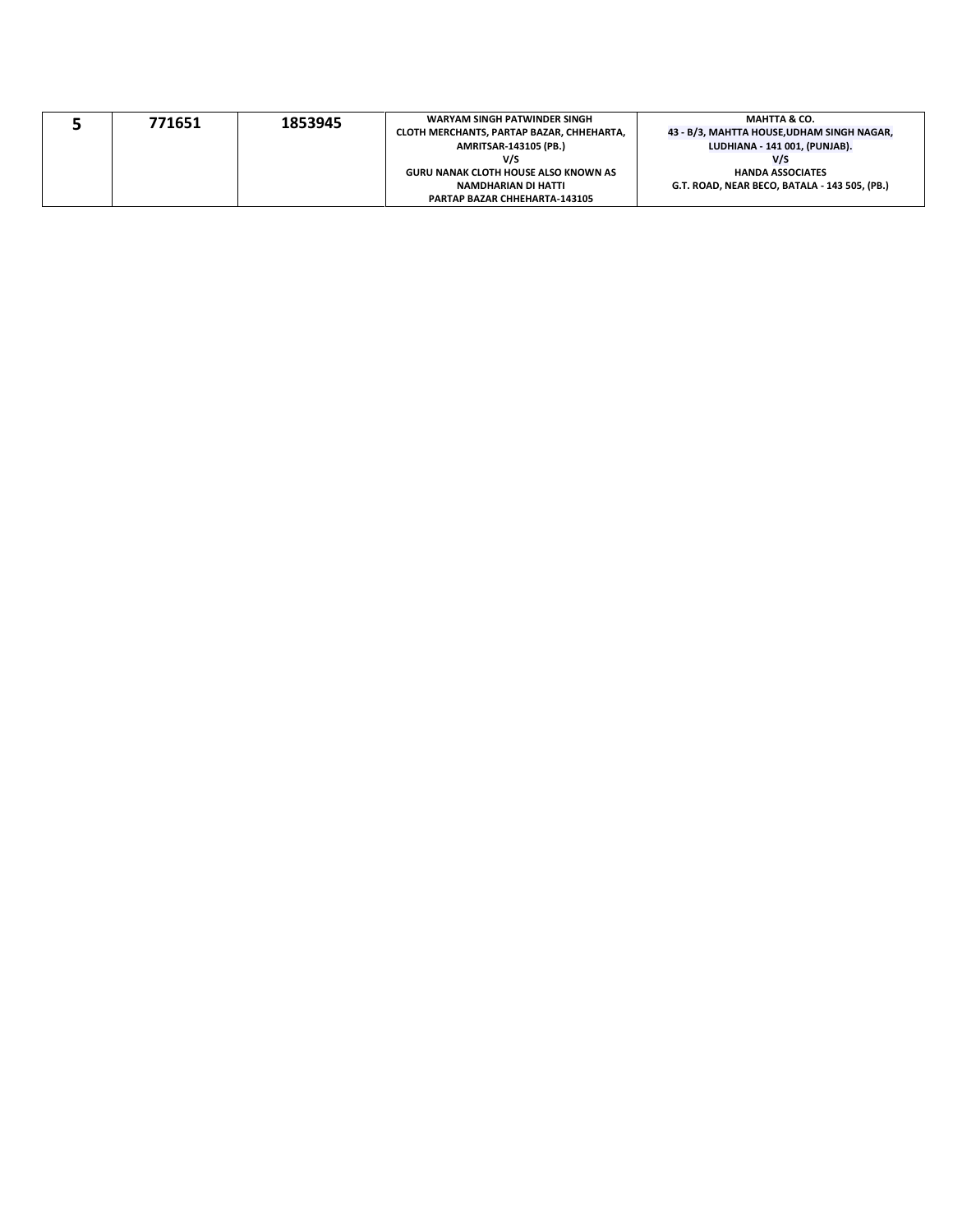| 5 | 771651 | 1853945 | WARYAM SINGH PATWINDER SINGH<br>CLOTH MERCHANTS, PARTAP BAZAR, CHHEHARTA,<br>AMRITSAR-143105 (PB.)<br>V/S<br>GURU NANAK CLOTH HOUSE ALSO KNOWN AS<br>NAMDHARIAN DI HATTI<br>PARTAP BAZAR CHHEHARTA-143105 | MAHTTA & CO.<br>43 - B/3, MAHTTA HOUSE,UDHAM SINGH NAGAR,<br>LUDHIANA - 141 001, (PUNJAB).<br>V/S<br>HANDA ASSOCIATES<br>G.T. ROAD, NEAR BECO, BATALA - 143 505, (PB.) |
|---|---|---|---|---|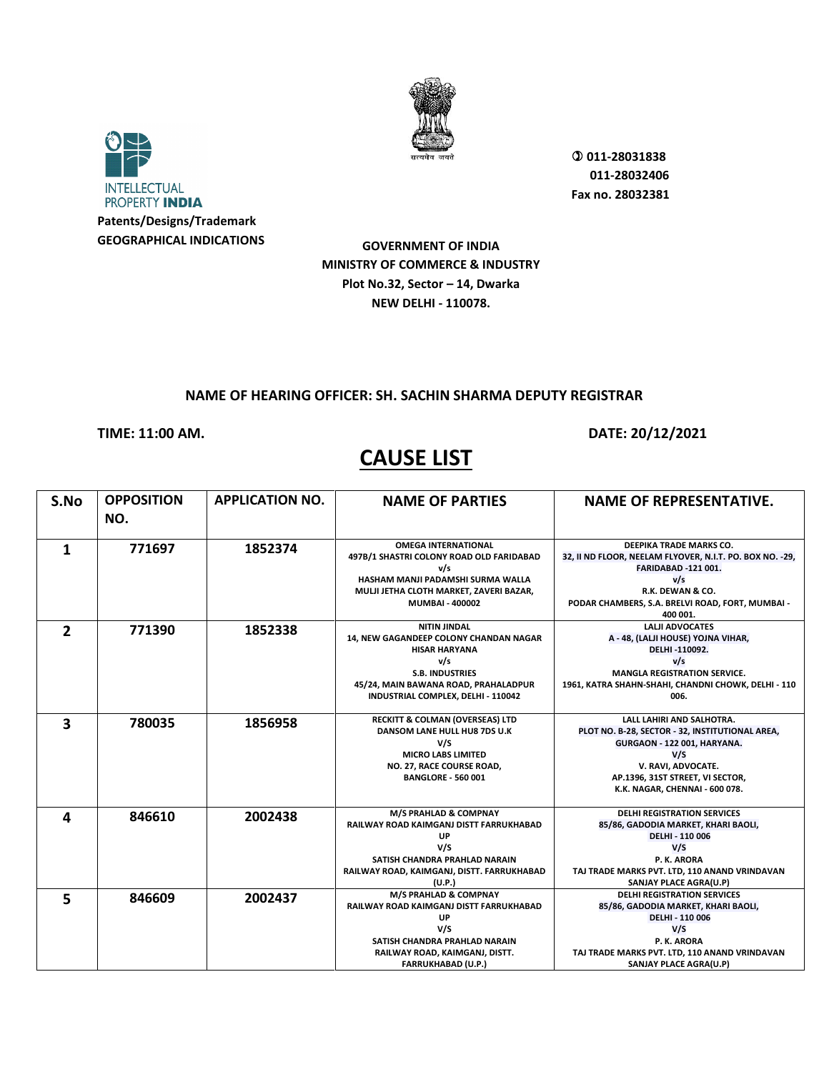INTELLECTUAL PROPERTY INDIA

**Patents/Designs/Trademark**
**GEOGRAPHICAL INDICATIONS**

✆ 011-28031838
011-28032406
Fax no. 28032381

**GOVERNMENT OF INDIA**
**MINISTRY OF COMMERCE & INDUSTRY**
**Plot No.32, Sector – 14, Dwarka**
**NEW DELHI - 110078.**

**NAME OF HEARING OFFICER: SH. SACHIN SHARMA DEPUTY REGISTRAR**

**TIME: 11:00 AM.** **DATE: 20/12/2021**

# CAUSE LIST

| S.No | OPPOSITION NO. | APPLICATION NO. | NAME OF PARTIES | NAME OF REPRESENTATIVE. |
|---|---|---|---|---|
| 1 | 771697 | 1852374 | OMEGA INTERNATIONAL<br>497B/1 SHASTRI COLONY ROAD OLD FARIDABAD<br>v/s<br>HASHAM MANJI PADAMSHI SURMA WALLA<br>MULJI JETHA CLOTH MARKET, ZAVERI BAZAR, MUMBAI - 400002 | DEEPIKA TRADE MARKS CO.<br>32, II ND FLOOR, NEELAM FLYOVER, N.I.T. PO. BOX NO. -29, FARIDABAD -121 001.<br>v/s<br>R.K. DEWAN & CO.<br>PODAR CHAMBERS, S.A. BRELVI ROAD, FORT, MUMBAI - 400 001. |
| 2 | 771390 | 1852338 | NITIN JINDAL<br>14, NEW GAGANDEEP COLONY CHANDAN NAGAR HISAR HARYANA<br>v/s<br>S.B. INDUSTRIES<br>45/24, MAIN BAWANA ROAD, PRAHALADPUR INDUSTRIAL COMPLEX, DELHI - 110042 | LALJI ADVOCATES<br>A - 48, (LALJI HOUSE) YOJNA VIHAR, DELHI -110092.<br>v/s<br>MANGLA REGISTRATION SERVICE.<br>1961, KATRA SHAHN-SHAHI, CHANDNI CHOWK, DELHI - 110 006. |
| 3 | 780035 | 1856958 | RECKITT & COLMAN (OVERSEAS) LTD<br>DANSOM LANE HULL HU8 7DS U.K<br>V/S<br>MICRO LABS LIMITED<br>NO. 27, RACE COURSE ROAD, BANGLORE - 560 001 | LALL LAHIRI AND SALHOTRA.<br>PLOT NO. B-28, SECTOR - 32, INSTITUTIONAL AREA, GURGAON - 122 001, HARYANA.<br>V/S<br>V. RAVI, ADVOCATE.<br>AP.1396, 31ST STREET, VI SECTOR, K.K. NAGAR, CHENNAI - 600 078. |
| 4 | 846610 | 2002438 | M/S PRAHLAD & COMPNAY<br>RAILWAY ROAD KAIMGANJ DISTT FARRUKHABAD UP<br>V/S<br>SATISH CHANDRA PRAHLAD NARAIN<br>RAILWAY ROAD, KAIMGANJ, DISTT. FARRUKHABAD (U.P.) | DELHI REGISTRATION SERVICES<br>85/86, GADODIA MARKET, KHARI BAOLI, DELHI - 110 006<br>V/S<br>P. K. ARORA<br>TAJ TRADE MARKS PVT. LTD, 110 ANAND VRINDAVAN SANJAY PLACE AGRA(U.P) |
| 5 | 846609 | 2002437 | M/S PRAHLAD & COMPNAY<br>RAILWAY ROAD KAIMGANJ DISTT FARRUKHABAD UP<br>V/S<br>SATISH CHANDRA PRAHLAD NARAIN<br>RAILWAY ROAD, KAIMGANJ, DISTT. FARRUKHABAD (U.P.) | DELHI REGISTRATION SERVICES<br>85/86, GADODIA MARKET, KHARI BAOLI, DELHI - 110 006<br>V/S<br>P. K. ARORA<br>TAJ TRADE MARKS PVT. LTD, 110 ANAND VRINDAVAN SANJAY PLACE AGRA(U.P) |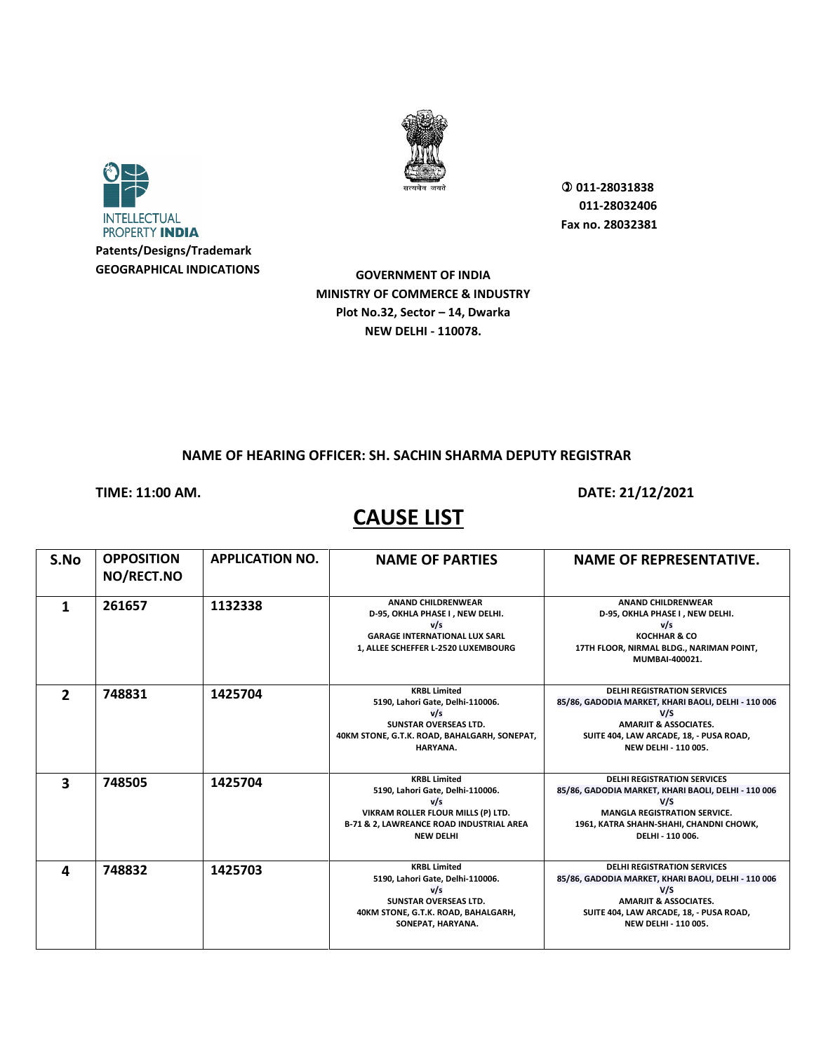INTELLECTUAL PROPERTY **INDIA**

**Patents/Designs/Trademark**
**GEOGRAPHICAL INDICATIONS**

सत्यमेव जयते

**011-28031838**
**011-28032406**
**Fax no. 28032381**

**GOVERNMENT OF INDIA**
**MINISTRY OF COMMERCE & INDUSTRY**
**Plot No.32, Sector – 14, Dwarka**
**NEW DELHI - 110078.**

**NAME OF HEARING OFFICER: SH. SACHIN SHARMA DEPUTY REGISTRAR**

**TIME: 11:00 AM.** **DATE: 21/12/2021**

# CAUSE LIST

| S.No | OPPOSITION NO/RECT.NO | APPLICATION NO. | NAME OF PARTIES | NAME OF REPRESENTATIVE. |
|---|---|---|---|---|
| 1 | 261657 | 1132338 | ANAND CHILDRENWEAR<br>D-95, OKHLA PHASE I , NEW DELHI.<br>v/s<br>GARAGE INTERNATIONAL LUX SARL<br>1, ALLEE SCHEFFER L-2520 LUXEMBOURG | ANAND CHILDRENWEAR<br>D-95, OKHLA PHASE I , NEW DELHI.<br>v/s<br>KOCHHAR & CO<br>17TH FLOOR, NIRMAL BLDG., NARIMAN POINT, MUMBAI-400021. |
| 2 | 748831 | 1425704 | KRBL Limited<br>5190, Lahori Gate, Delhi-110006.<br>v/s<br>SUNSTAR OVERSEAS LTD.<br>40KM STONE, G.T.K. ROAD, BAHALGARH, SONEPAT, HARYANA. | DELHI REGISTRATION SERVICES<br>85/86, GADODIA MARKET, KHARI BAOLI, DELHI - 110 006<br>V/S<br>AMARJIT & ASSOCIATES.<br>SUITE 404, LAW ARCADE, 18, - PUSA ROAD, NEW DELHI - 110 005. |
| 3 | 748505 | 1425704 | KRBL Limited<br>5190, Lahori Gate, Delhi-110006.<br>v/s<br>VIKRAM ROLLER FLOUR MILLS (P) LTD.<br>B-71 & 2, LAWREANCE ROAD INDUSTRIAL AREA NEW DELHI | DELHI REGISTRATION SERVICES<br>85/86, GADODIA MARKET, KHARI BAOLI, DELHI - 110 006<br>V/S<br>MANGLA REGISTRATION SERVICE.<br>1961, KATRA SHAHN-SHAHI, CHANDNI CHOWK, DELHI - 110 006. |
| 4 | 748832 | 1425703 | KRBL Limited<br>5190, Lahori Gate, Delhi-110006.<br>v/s<br>SUNSTAR OVERSEAS LTD.<br>40KM STONE, G.T.K. ROAD, BAHALGARH, SONEPAT, HARYANA. | DELHI REGISTRATION SERVICES<br>85/86, GADODIA MARKET, KHARI BAOLI, DELHI - 110 006<br>V/S<br>AMARJIT & ASSOCIATES.<br>SUITE 404, LAW ARCADE, 18, - PUSA ROAD, NEW DELHI - 110 005. |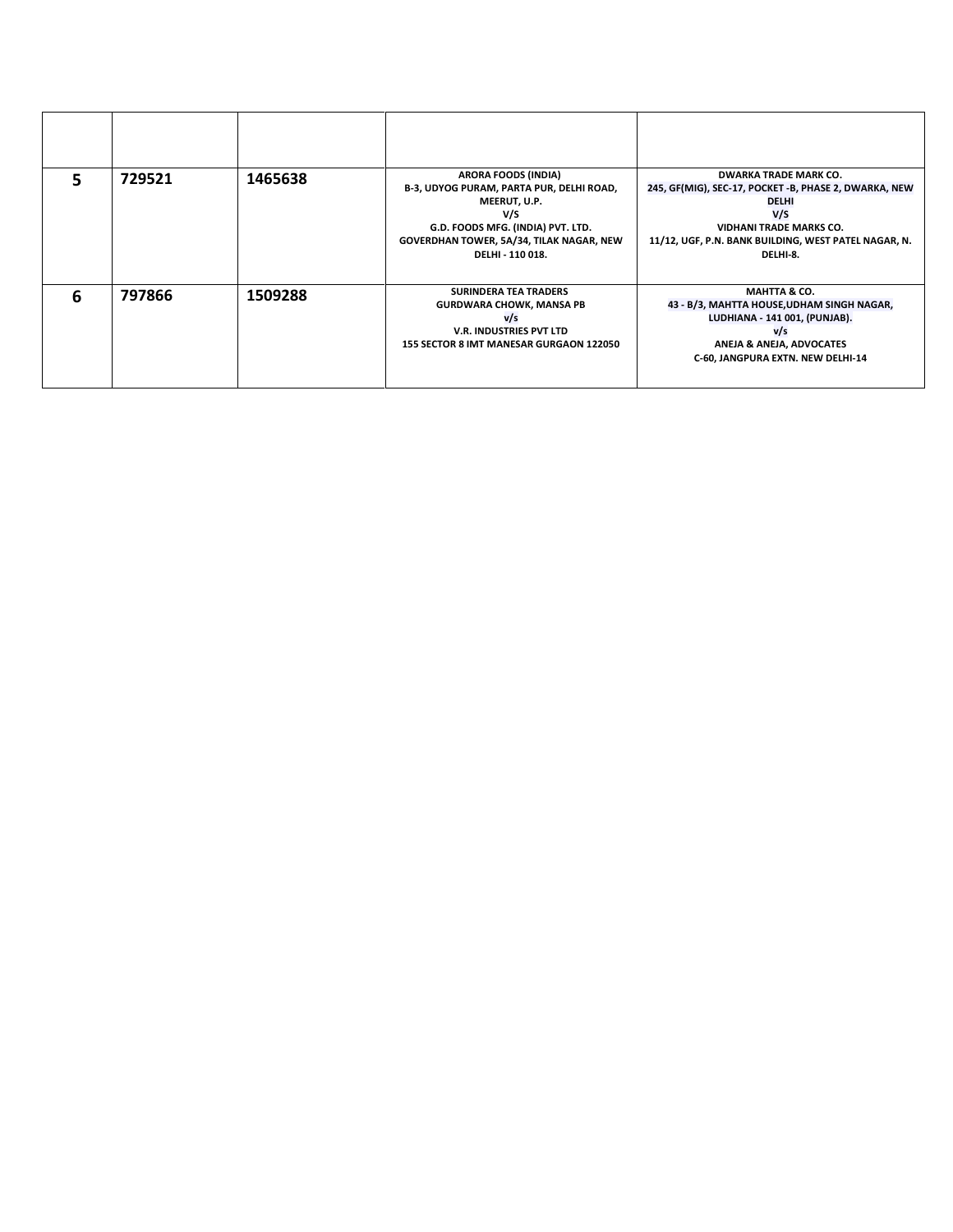| | | | | |
|---|---|---|---|---|
| **5** | **729521** | **1465638** | **ARORA FOODS (INDIA)**<br>**B-3, UDYOG PURAM, PARTA PUR, DELHI ROAD, MEERUT, U.P.**<br>**V/S**<br>**G.D. FOODS MFG. (INDIA) PVT. LTD.**<br>**GOVERDHAN TOWER, 5A/34, TILAK NAGAR, NEW DELHI - 110 018.** | **DWARKA TRADE MARK CO.**<br>**245, GF(MIG), SEC-17, POCKET -B, PHASE 2, DWARKA, NEW DELHI**<br>**V/S**<br>**VIDHANI TRADE MARKS CO.**<br>**11/12, UGF, P.N. BANK BUILDING, WEST PATEL NAGAR, N. DELHI-8.** |
| **6** | **797866** | **1509288** | **SURINDERA TEA TRADERS**<br>**GURDWARA CHOWK, MANSA PB**<br>**v/s**<br>**V.R. INDUSTRIES PVT LTD**<br>**155 SECTOR 8 IMT MANESAR GURGAON 122050** | **MAHTTA & CO.**<br>**43 - B/3, MAHTTA HOUSE,UDHAM SINGH NAGAR, LUDHIANA - 141 001, (PUNJAB).**<br>**v/s**<br>**ANEJA & ANEJA, ADVOCATES**<br>**C-60, JANGPURA EXTN. NEW DELHI-14** |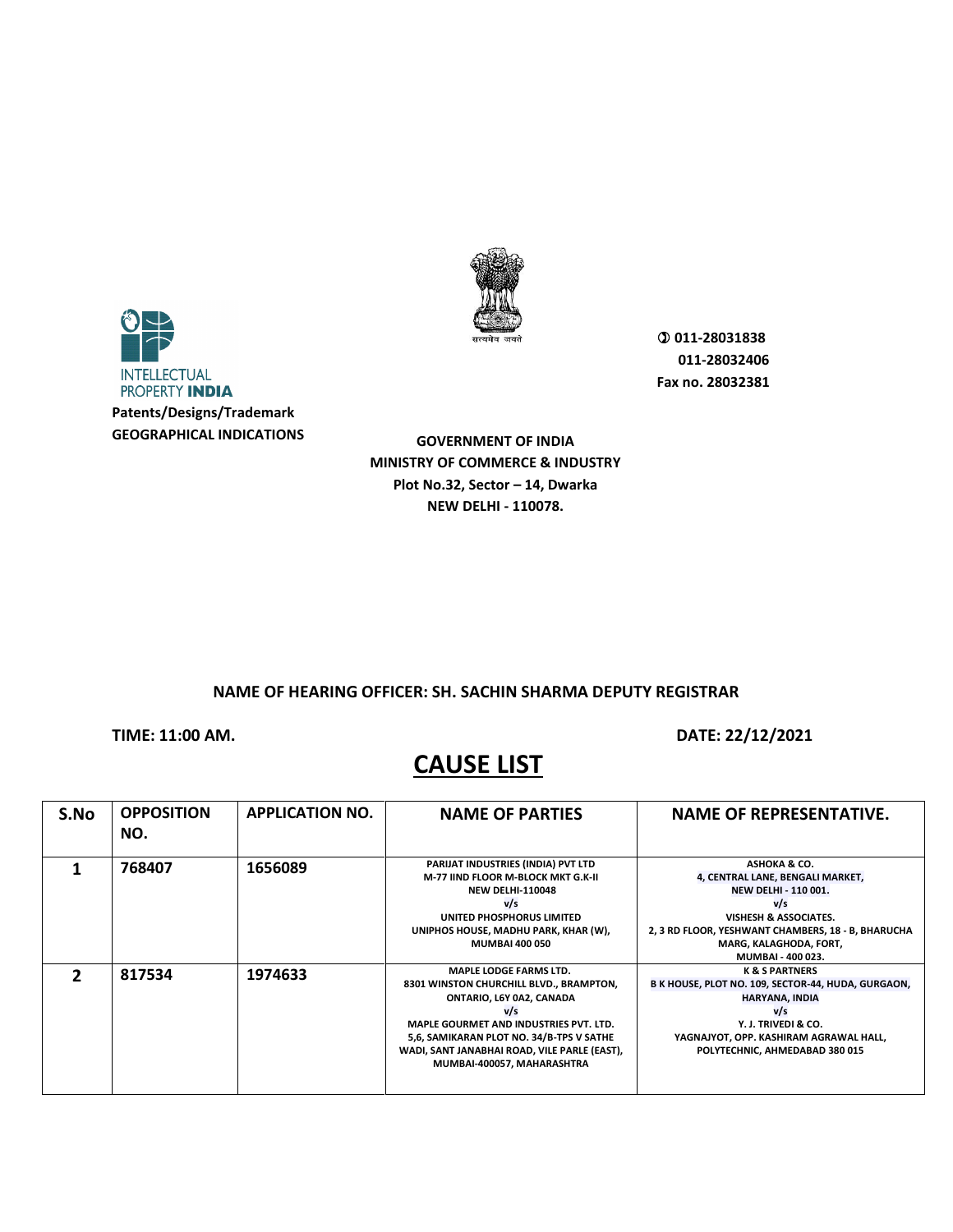INTELLECTUAL PROPERTY INDIA

**Patents/Designs/Trademark**
**GEOGRAPHICAL INDICATIONS**

सत्यमेव जयते

**011-28031838**
**011-28032406**
**Fax no. 28032381**

**GOVERNMENT OF INDIA**
**MINISTRY OF COMMERCE & INDUSTRY**
**Plot No.32, Sector – 14, Dwarka**
**NEW DELHI - 110078.**

**NAME OF HEARING OFFICER: SH. SACHIN SHARMA DEPUTY REGISTRAR**

**TIME: 11:00 AM.** **DATE: 22/12/2021**

# CAUSE LIST

| S.No | OPPOSITION NO. | APPLICATION NO. | NAME OF PARTIES | NAME OF REPRESENTATIVE. |
|---|---|---|---|---|
| 1 | 768407 | 1656089 | PARIJAT INDUSTRIES (INDIA) PVT LTD M-77 IIND FLOOR M-BLOCK MKT G.K-II NEW DELHI-110048 v/s UNITED PHOSPHORUS LIMITED UNIPHOS HOUSE, MADHU PARK, KHAR (W), MUMBAI 400 050 | ASHOKA & CO. 4, CENTRAL LANE, BENGALI MARKET, NEW DELHI - 110 001. v/s VISHESH & ASSOCIATES. 2, 3 RD FLOOR, YESHWANT CHAMBERS, 18 - B, BHARUCHA MARG, KALAGHODA, FORT, MUMBAI - 400 023. |
| 2 | 817534 | 1974633 | MAPLE LODGE FARMS LTD. 8301 WINSTON CHURCHILL BLVD., BRAMPTON, ONTARIO, L6Y 0A2, CANADA v/s MAPLE GOURMET AND INDUSTRIES PVT. LTD. 5,6, SAMIKARAN PLOT NO. 34/B-TPS V SATHE WADI, SANT JANABHAI ROAD, VILE PARLE (EAST), MUMBAI-400057, MAHARASHTRA | K & S PARTNERS B K HOUSE, PLOT NO. 109, SECTOR-44, HUDA, GURGAON, HARYANA, INDIA v/s Y. J. TRIVEDI & CO. YAGNAJYOT, OPP. KASHIRAM AGRAWAL HALL, POLYTECHNIC, AHMEDABAD 380 015 |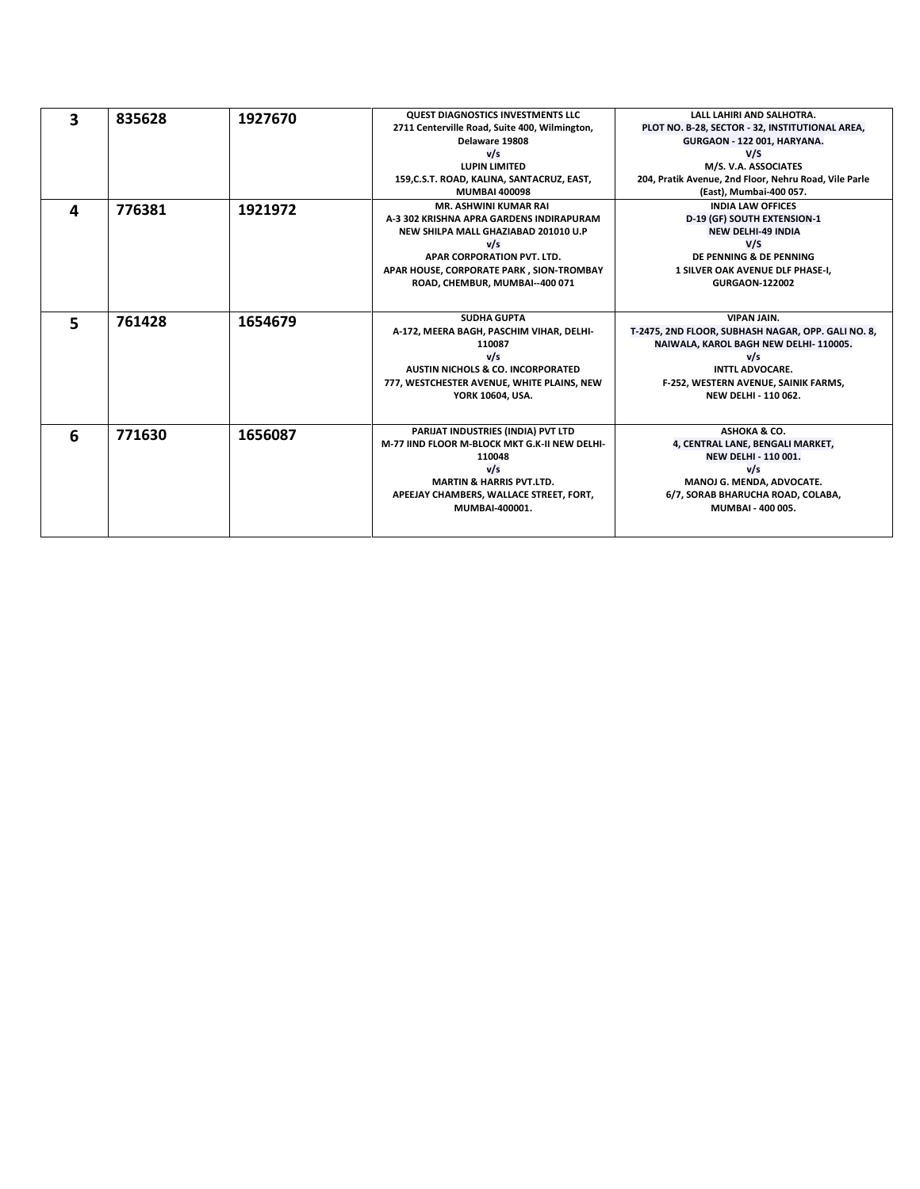| 3 | 835628 | 1927670 | QUEST DIAGNOSTICS INVESTMENTS LLC<br>2711 Centerville Road, Suite 400, Wilmington, Delaware 19808<br>v/s<br>LUPIN LIMITED<br>159,C.S.T. ROAD, KALINA, SANTACRUZ, EAST, MUMBAI 400098 | LALL LAHIRI AND SALHOTRA.<br>PLOT NO. B-28, SECTOR - 32, INSTITUTIONAL AREA, GURGAON - 122 001, HARYANA.<br>V/S<br>M/S. V.A. ASSOCIATES<br>204, Pratik Avenue, 2nd Floor, Nehru Road, Vile Parle (East), Mumbai-400 057. |
|---|---|---|---|---|
| 4 | 776381 | 1921972 | MR. ASHWINI KUMAR RAI<br>A-3 302 KRISHNA APRA GARDENS INDIRAPURAM NEW SHILPA MALL GHAZIABAD 201010 U.P<br>v/s<br>APAR CORPORATION PVT. LTD.<br>APAR HOUSE, CORPORATE PARK , SION-TROMBAY ROAD, CHEMBUR, MUMBAI--400 071 | INDIA LAW OFFICES<br>D-19 (GF) SOUTH EXTENSION-1<br>NEW DELHI-49 INDIA<br>V/S<br>DE PENNING & DE PENNING<br>1 SILVER OAK AVENUE DLF PHASE-I, GURGAON-122002 |
| 5 | 761428 | 1654679 | SUDHA GUPTA<br>A-172, MEERA BAGH, PASCHIM VIHAR, DELHI-110087<br>v/s<br>AUSTIN NICHOLS & CO. INCORPORATED<br>777, WESTCHESTER AVENUE, WHITE PLAINS, NEW YORK 10604, USA. | VIPAN JAIN.<br>T-2475, 2ND FLOOR, SUBHASH NAGAR, OPP. GALI NO. 8, NAIWALA, KAROL BAGH NEW DELHI- 110005.<br>v/s<br>INTTL ADVOCARE.<br>F-252, WESTERN AVENUE, SAINIK FARMS, NEW DELHI - 110 062. |
| 6 | 771630 | 1656087 | PARIJAT INDUSTRIES (INDIA) PVT LTD<br>M-77 IIND FLOOR M-BLOCK MKT G.K-II NEW DELHI-110048<br>v/s<br>MARTIN & HARRIS PVT.LTD.<br>APEEJAY CHAMBERS, WALLACE STREET, FORT, MUMBAI-400001. | ASHOKA & CO.<br>4, CENTRAL LANE, BENGALI MARKET, NEW DELHI - 110 001.<br>v/s<br>MANOJ G. MENDA, ADVOCATE.<br>6/7, SORAB BHARUCHA ROAD, COLABA, MUMBAI - 400 005. |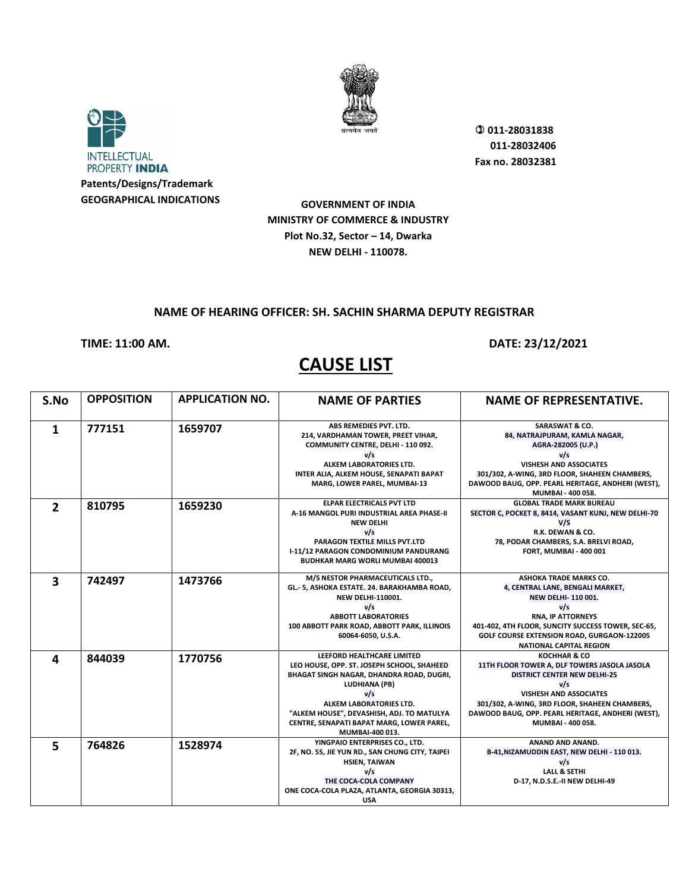INTELLECTUAL PROPERTY **INDIA**

**Patents/Designs/Trademark**
**GEOGRAPHICAL INDICATIONS**

सत्यमेव जयते

**011-28031838**
**011-28032406**
**Fax no. 28032381**

**GOVERNMENT OF INDIA**
**MINISTRY OF COMMERCE & INDUSTRY**
**Plot No.32, Sector – 14, Dwarka**
**NEW DELHI - 110078.**

**NAME OF HEARING OFFICER: SH. SACHIN SHARMA DEPUTY REGISTRAR**

**TIME: 11:00 AM.** **DATE: 23/12/2021**

# CAUSE LIST

| S.No | OPPOSITION | APPLICATION NO. | NAME OF PARTIES | NAME OF REPRESENTATIVE. |
|---|---|---|---|---|
| 1 | 777151 | 1659707 | ABS REMEDIES PVT. LTD. 214, VARDHAMAN TOWER, PREET VIHAR, COMMUNITY CENTRE, DELHI - 110 092. v/s ALKEM LABORATORIES LTD. INTER ALIA, ALKEM HOUSE, SENAPATI BAPAT MARG, LOWER PAREL, MUMBAI-13 | SARASWAT & CO. 84, NATRAJPURAM, KAMLA NAGAR, AGRA-282005 (U.P.) v/s VISHESH AND ASSOCIATES 301/302, A-WING, 3RD FLOOR, SHAHEEN CHAMBERS, DAWOOD BAUG, OPP. PEARL HERITAGE, ANDHERI (WEST), MUMBAI - 400 058. |
| 2 | 810795 | 1659230 | ELPAR ELECTRICALS PVT LTD A-16 MANGOL PURI INDUSTRIAL AREA PHASE-II NEW DELHI v/s PARAGON TEXTILE MILLS PVT.LTD I-11/12 PARAGON CONDOMINIUM PANDURANG BUDHKAR MARG WORLI MUMBAI 400013 | GLOBAL TRADE MARK BUREAU SECTOR C, POCKET 8, 8414, VASANT KUNJ, NEW DELHI-70 V/S R.K. DEWAN & CO. 78, PODAR CHAMBERS, S.A. BRELVI ROAD, FORT, MUMBAI - 400 001 |
| 3 | 742497 | 1473766 | M/S NESTOR PHARMACEUTICALS LTD., GL.- 5, ASHOKA ESTATE. 24. BARAKHAMBA ROAD, NEW DELHI-110001. v/s ABBOTT LABORATORIES 100 ABBOTT PARK ROAD, ABBOTT PARK, ILLINOIS 60064-6050, U.S.A. | ASHOKA TRADE MARKS CO. 4, CENTRAL LANE, BENGALI MARKET, NEW DELHI- 110 001. v/s RNA, IP ATTORNEYS 401-402, 4TH FLOOR, SUNCITY SUCCESS TOWER, SEC-65, GOLF COURSE EXTENSION ROAD, GURGAON-122005 NATIONAL CAPITAL REGION |
| 4 | 844039 | 1770756 | LEEFORD HEALTHCARE LIMITED LEO HOUSE, OPP. ST. JOSEPH SCHOOL, SHAHEED BHAGAT SINGH NAGAR, DHANDRA ROAD, DUGRI, LUDHIANA (PB) v/s ALKEM LABORATORIES LTD. "ALKEM HOUSE", DEVASHISH, ADJ. TO MATULYA CENTRE, SENAPATI BAPAT MARG, LOWER PAREL, MUMBAI-400 013. | KOCHHAR & CO 11TH FLOOR TOWER A, DLF TOWERS JASOLA JASOLA DISTRICT CENTER NEW DELHI-25 v/s VISHESH AND ASSOCIATES 301/302, A-WING, 3RD FLOOR, SHAHEEN CHAMBERS, DAWOOD BAUG, OPP. PEARL HERITAGE, ANDHERI (WEST), MUMBAI - 400 058. |
| 5 | 764826 | 1528974 | YINGPAIO ENTERPRISES CO., LTD. 2F, NO. 55, JIE YUN RD., SAN CHUNG CITY, TAIPEI HSIEN, TAIWAN v/s THE COCA-COLA COMPANY ONE COCA-COLA PLAZA, ATLANTA, GEORGIA 30313, USA | ANAND AND ANAND. B-41,NIZAMUDDIN EAST, NEW DELHI - 110 013. v/s LALL & SETHI D-17, N.D.S.E.-II NEW DELHI-49 |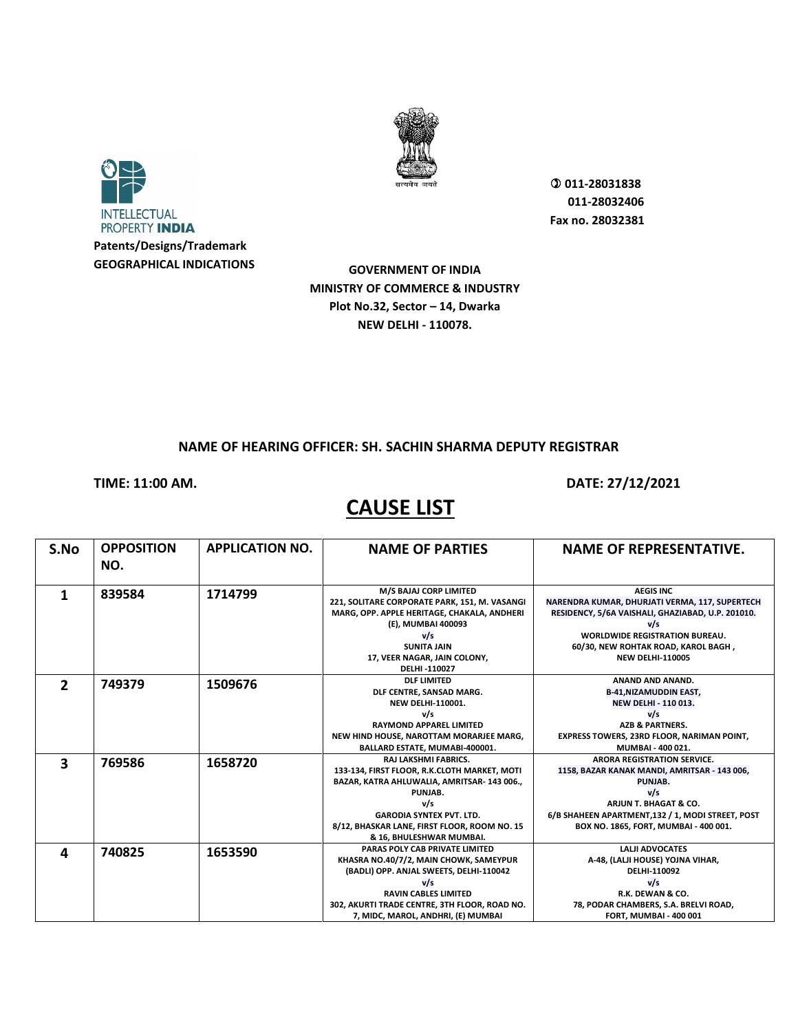INTELLECTUAL PROPERTY **INDIA**

**Patents/Designs/Trademark**
**GEOGRAPHICAL INDICATIONS**

सत्यमेव जयते

**011-28031838**
**011-28032406**
**Fax no. 28032381**

**GOVERNMENT OF INDIA**
**MINISTRY OF COMMERCE & INDUSTRY**
**Plot No.32, Sector – 14, Dwarka**
**NEW DELHI - 110078.**

**NAME OF HEARING OFFICER: SH. SACHIN SHARMA DEPUTY REGISTRAR**

**TIME: 11:00 AM.** **DATE: 27/12/2021**

# CAUSE LIST

| S.No | OPPOSITION NO. | APPLICATION NO. | NAME OF PARTIES | NAME OF REPRESENTATIVE. |
|---|---|---|---|---|
| 1 | 839584 | 1714799 | M/S BAJAJ CORP LIMITED 221, SOLITARE CORPORATE PARK, 151, M. VASANGI MARG, OPP. APPLE HERITAGE, CHAKALA, ANDHERI (E), MUMBAI 400093 v/s SUNITA JAIN 17, VEER NAGAR, JAIN COLONY, DELHI -110027 | AEGIS INC NARENDRA KUMAR, DHURJATI VERMA, 117, SUPERTECH RESIDENCY, 5/6A VAISHALI, GHAZIABAD, U.P. 201010. v/s WORLDWIDE REGISTRATION BUREAU. 60/30, NEW ROHTAK ROAD, KAROL BAGH , NEW DELHI-110005 |
| 2 | 749379 | 1509676 | DLF LIMITED DLF CENTRE, SANSAD MARG. NEW DELHI-110001. v/s RAYMOND APPAREL LIMITED NEW HIND HOUSE, NAROTTAM MORARJEE MARG, BALLARD ESTATE, MUMABI-400001. | ANAND AND ANAND. B-41,NIZAMUDDIN EAST, NEW DELHI - 110 013. v/s AZB & PARTNERS. EXPRESS TOWERS, 23RD FLOOR, NARIMAN POINT, MUMBAI - 400 021. |
| 3 | 769586 | 1658720 | RAJ LAKSHMI FABRICS. 133-134, FIRST FLOOR, R.K.CLOTH MARKET, MOTI BAZAR, KATRA AHLUWALIA, AMRITSAR- 143 006., PUNJAB. v/s GARODIA SYNTEX PVT. LTD. 8/12, BHASKAR LANE, FIRST FLOOR, ROOM NO. 15 & 16, BHULESHWAR MUMBAI. | ARORA REGISTRATION SERVICE. 1158, BAZAR KANAK MANDI, AMRITSAR - 143 006, PUNJAB. v/s ARJUN T. BHAGAT & CO. 6/B SHAHEEN APARTMENT,132 / 1, MODI STREET, POST BOX NO. 1865, FORT, MUMBAI - 400 001. |
| 4 | 740825 | 1653590 | PARAS POLY CAB PRIVATE LIMITED KHASRA NO.40/7/2, MAIN CHOWK, SAMEYPUR (BADLI) OPP. ANJAL SWEETS, DELHI-110042 v/s RAVIN CABLES LIMITED 302, AKURTI TRADE CENTRE, 3TH FLOOR, ROAD NO. 7, MIDC, MAROL, ANDHRI, (E) MUMBAI | LALJI ADVOCATES A-48, (LALJI HOUSE) YOJNA VIHAR, DELHI-110092 v/s R.K. DEWAN & CO. 78, PODAR CHAMBERS, S.A. BRELVI ROAD, FORT, MUMBAI - 400 001 |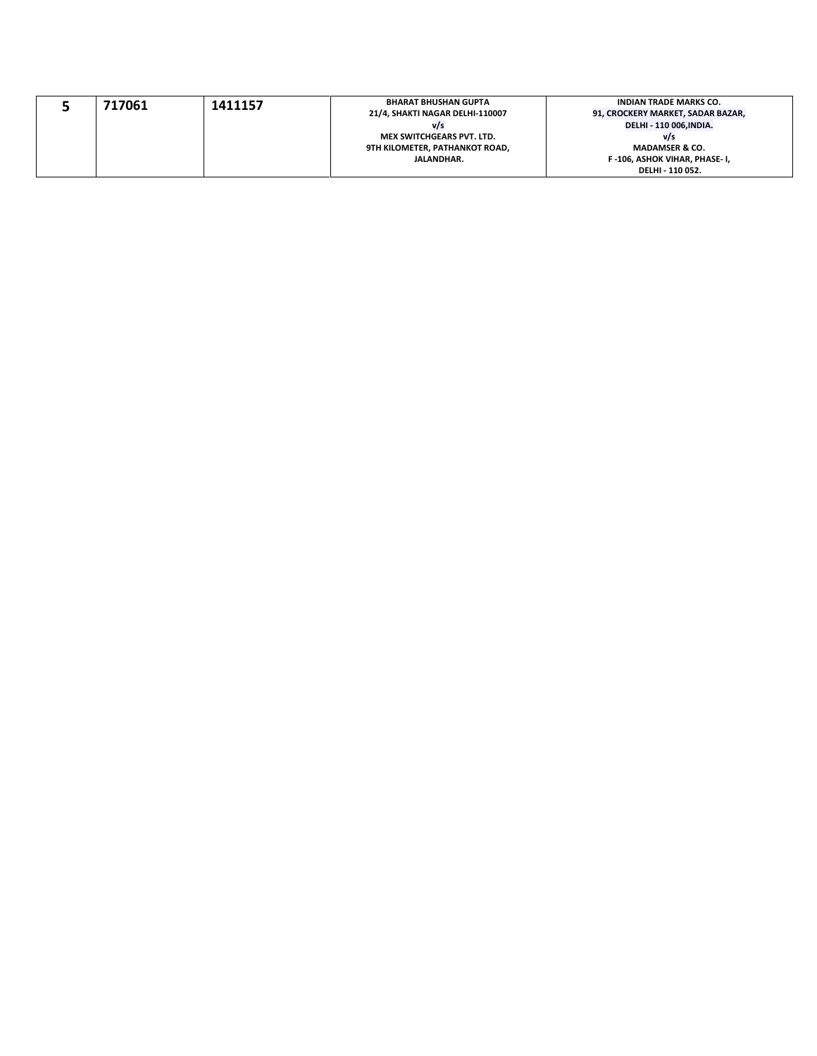| 5 | 717061 | 1411157 | BHARAT BHUSHAN GUPTA<br>21/4, SHAKTI NAGAR DELHI-110007<br>v/s<br>MEX SWITCHGEARS PVT. LTD.<br>9TH KILOMETER, PATHANKOT ROAD,<br>JALANDHAR. | INDIAN TRADE MARKS CO.<br>91, CROCKERY MARKET, SADAR BAZAR,<br>DELHI - 110 006,INDIA.<br>v/s<br>MADAMSER & CO.<br>F -106, ASHOK VIHAR, PHASE- I,<br>DELHI - 110 052. |
|---|---|---|---|---|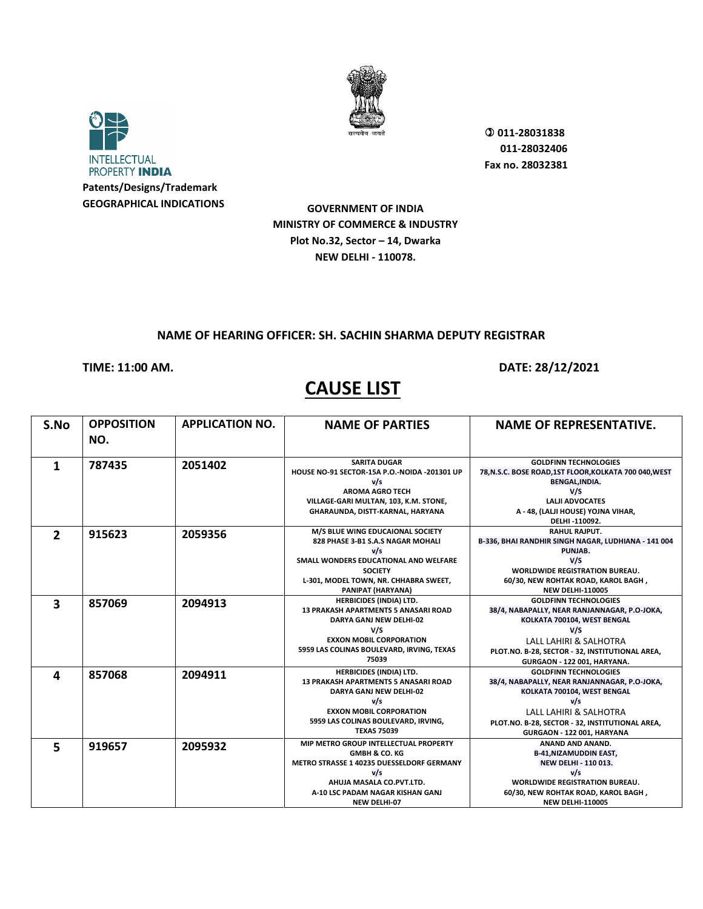INTELLECTUAL PROPERTY INDIA

**Patents/Designs/Trademark**
**GEOGRAPHICAL INDICATIONS**

सत्यमेव जयते

✆ 011-28031838
011-28032406
Fax no. 28032381

**GOVERNMENT OF INDIA**
**MINISTRY OF COMMERCE & INDUSTRY**
**Plot No.32, Sector – 14, Dwarka**
**NEW DELHI - 110078.**

**NAME OF HEARING OFFICER: SH. SACHIN SHARMA DEPUTY REGISTRAR**

**TIME: 11:00 AM.** **DATE: 28/12/2021**

# CAUSE LIST

| S.No | OPPOSITION NO. | APPLICATION NO. | NAME OF PARTIES | NAME OF REPRESENTATIVE. |
|---|---|---|---|---|
| 1 | 787435 | 2051402 | SARITA DUGAR<br>HOUSE NO-91 SECTOR-15A P.O.-NOIDA -201301 UP<br>v/s<br>AROMA AGRO TECH<br>VILLAGE-GARI MULTAN, 103, K.M. STONE, GHARAUNDA, DISTT-KARNAL, HARYANA | GOLDFINN TECHNOLOGIES<br>78,N.S.C. BOSE ROAD,1ST FLOOR,KOLKATA 700 040,WEST BENGAL,INDIA.<br>V/S<br>LALJI ADVOCATES<br>A - 48, (LALJI HOUSE) YOJNA VIHAR, DELHI -110092. |
| 2 | 915623 | 2059356 | M/S BLUE WING EDUCAIONAL SOCIETY<br>828 PHASE 3-B1 S.A.S NAGAR MOHALI<br>v/s<br>SMALL WONDERS EDUCATIONAL AND WELFARE SOCIETY<br>L-301, MODEL TOWN, NR. CHHABRA SWEET, PANIPAT (HARYANA) | RAHUL RAJPUT.<br>B-336, BHAI RANDHIR SINGH NAGAR, LUDHIANA - 141 004 PUNJAB.<br>V/S<br>WORLDWIDE REGISTRATION BUREAU.<br>60/30, NEW ROHTAK ROAD, KAROL BAGH , NEW DELHI-110005 |
| 3 | 857069 | 2094913 | HERBICIDES (INDIA) LTD.<br>13 PRAKASH APARTMENTS 5 ANASARI ROAD DARYA GANJ NEW DELHI-02<br>V/S<br>EXXON MOBIL CORPORATION<br>5959 LAS COLINAS BOULEVARD, IRVING, TEXAS 75039 | GOLDFINN TECHNOLOGIES<br>38/4, NABAPALLY, NEAR RANJANNAGAR, P.O-JOKA, KOLKATA 700104, WEST BENGAL<br>V/S<br>LALL LAHIRI & SALHOTRA<br>PLOT.NO. B-28, SECTOR - 32, INSTITUTIONAL AREA, GURGAON - 122 001, HARYANA. |
| 4 | 857068 | 2094911 | HERBICIDES (INDIA) LTD.<br>13 PRAKASH APARTMENTS 5 ANASARI ROAD DARYA GANJ NEW DELHI-02<br>v/s<br>EXXON MOBIL CORPORATION<br>5959 LAS COLINAS BOULEVARD, IRVING, TEXAS 75039 | GOLDFINN TECHNOLOGIES<br>38/4, NABAPALLY, NEAR RANJANNAGAR, P.O-JOKA, KOLKATA 700104, WEST BENGAL<br>v/s<br>LALL LAHIRI & SALHOTRA<br>PLOT.NO. B-28, SECTOR - 32, INSTITUTIONAL AREA, GURGAON - 122 001, HARYANA |
| 5 | 919657 | 2095932 | MIP METRO GROUP INTELLECTUAL PROPERTY GMBH & CO. KG<br>METRO STRASSE 1 40235 DUESSELDORF GERMANY<br>v/s<br>AHUJA MASALA CO.PVT.LTD.<br>A-10 LSC PADAM NAGAR KISHAN GANJ NEW DELHI-07 | ANAND AND ANAND.<br>B-41,NIZAMUDDIN EAST, NEW DELHI - 110 013.<br>v/s<br>WORLDWIDE REGISTRATION BUREAU.<br>60/30, NEW ROHTAK ROAD, KAROL BAGH , NEW DELHI-110005 |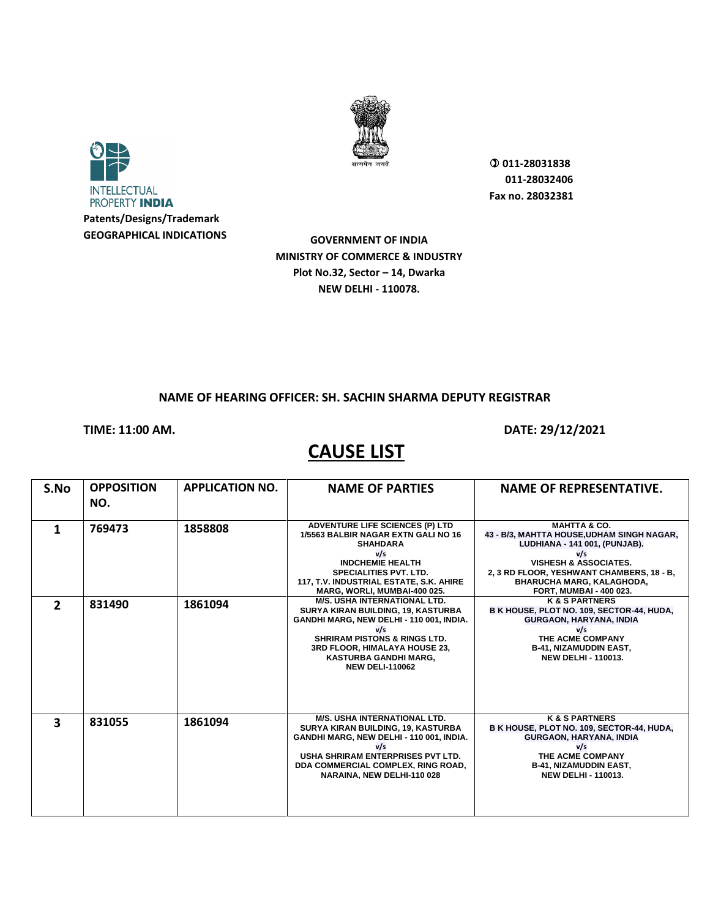INTELLECTUAL PROPERTY **INDIA**

**Patents/Designs/Trademark**
**GEOGRAPHICAL INDICATIONS**

सत्यमेव जयते

**011-28031838**
**011-28032406**
**Fax no. 28032381**

**GOVERNMENT OF INDIA**
**MINISTRY OF COMMERCE & INDUSTRY**
**Plot No.32, Sector – 14, Dwarka**
**NEW DELHI - 110078.**

**NAME OF HEARING OFFICER: SH. SACHIN SHARMA DEPUTY REGISTRAR**

**TIME: 11:00 AM.** **DATE: 29/12/2021**

# CAUSE LIST

| S.No | OPPOSITION NO. | APPLICATION NO. | NAME OF PARTIES | NAME OF REPRESENTATIVE. |
|---|---|---|---|---|
| 1 | 769473 | 1858808 | ADVENTURE LIFE SCIENCES (P) LTD 1/5563 BALBIR NAGAR EXTN GALI NO 16 SHAHDARA v/s INDCHEMIE HEALTH SPECIALITIES PVT. LTD. 117, T.V. INDUSTRIAL ESTATE, S.K. AHIRE MARG, WORLI, MUMBAI-400 025. | MAHTTA & CO. 43 - B/3, MAHTTA HOUSE,UDHAM SINGH NAGAR, LUDHIANA - 141 001, (PUNJAB). v/s VISHESH & ASSOCIATES. 2, 3 RD FLOOR, YESHWANT CHAMBERS, 18 - B, BHARUCHA MARG, KALAGHODA, FORT, MUMBAI - 400 023. |
| 2 | 831490 | 1861094 | M/S. USHA INTERNATIONAL LTD. SURYA KIRAN BUILDING, 19, KASTURBA GANDHI MARG, NEW DELHI - 110 001, INDIA. v/s SHRIRAM PISTONS & RINGS LTD. 3RD FLOOR, HIMALAYA HOUSE 23, KASTURBA GANDHI MARG, NEW DELI-110062 | K & S PARTNERS B K HOUSE, PLOT NO. 109, SECTOR-44, HUDA, GURGAON, HARYANA, INDIA v/s THE ACME COMPANY B-41, NIZAMUDDIN EAST, NEW DELHI - 110013. |
| 3 | 831055 | 1861094 | M/S. USHA INTERNATIONAL LTD. SURYA KIRAN BUILDING, 19, KASTURBA GANDHI MARG, NEW DELHI - 110 001, INDIA. v/s USHA SHRIRAM ENTERPRISES PVT LTD. DDA COMMERCIAL COMPLEX, RING ROAD, NARAINA, NEW DELHI-110 028 | K & S PARTNERS B K HOUSE, PLOT NO. 109, SECTOR-44, HUDA, GURGAON, HARYANA, INDIA v/s THE ACME COMPANY B-41, NIZAMUDDIN EAST, NEW DELHI - 110013. |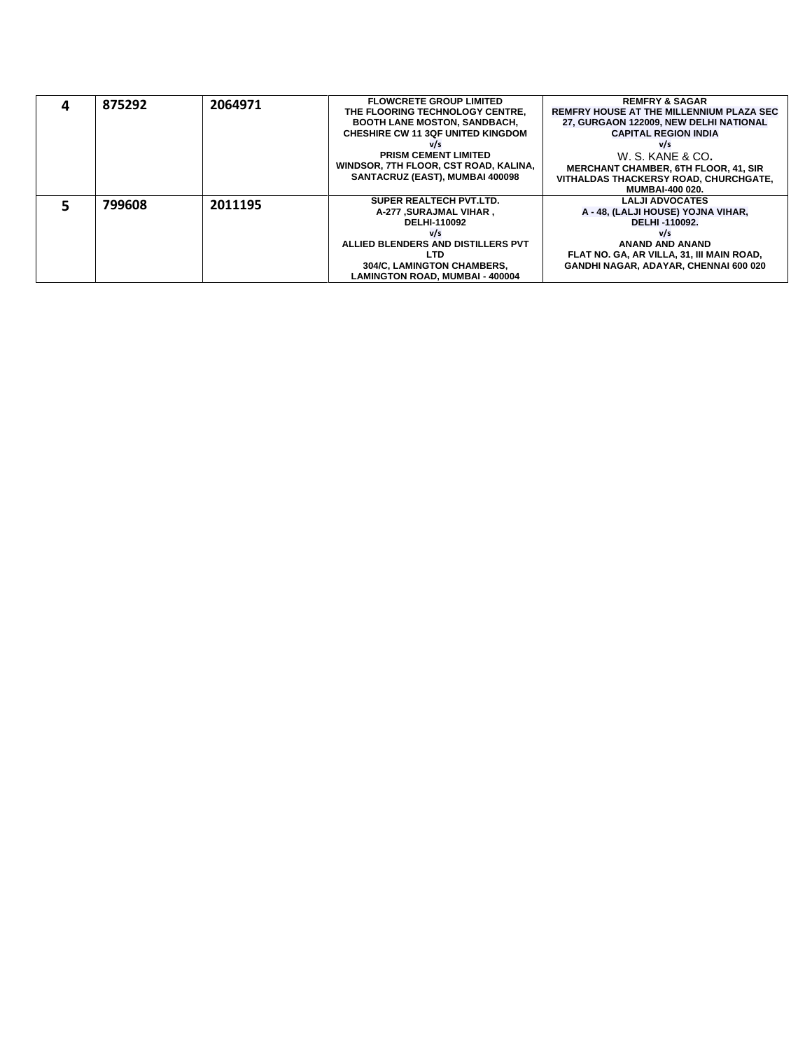| | | | | |
|---|---|---|---|---|
| 4 | 875292 | 2064971 | FLOWCRETE GROUP LIMITED<br>THE FLOORING TECHNOLOGY CENTRE, BOOTH LANE MOSTON, SANDBACH, CHESHIRE CW 11 3QF UNITED KINGDOM<br>v/s<br>PRISM CEMENT LIMITED<br>WINDSOR, 7TH FLOOR, CST ROAD, KALINA, SANTACRUZ (EAST), MUMBAI 400098 | REMFRY & SAGAR<br>REMFRY HOUSE AT THE MILLENNIUM PLAZA SEC 27, GURGAON 122009, NEW DELHI NATIONAL CAPITAL REGION INDIA<br>v/s<br>W. S. KANE & CO.<br>MERCHANT CHAMBER, 6TH FLOOR, 41, SIR VITHALDAS THACKERSY ROAD, CHURCHGATE, MUMBAI-400 020. |
| 5 | 799608 | 2011195 | SUPER REALTECH PVT.LTD.<br>A-277 ,SURAJMAL VIHAR ,<br>DELHI-110092<br>v/s<br>ALLIED BLENDERS AND DISTILLERS PVT LTD<br>304/C, LAMINGTON CHAMBERS, LAMINGTON ROAD, MUMBAI - 400004 | LALJI ADVOCATES<br>A - 48, (LALJI HOUSE) YOJNA VIHAR, DELHI -110092.<br>v/s<br>ANAND AND ANAND<br>FLAT NO. GA, AR VILLA, 31, III MAIN ROAD, GANDHI NAGAR, ADAYAR, CHENNAI 600 020 |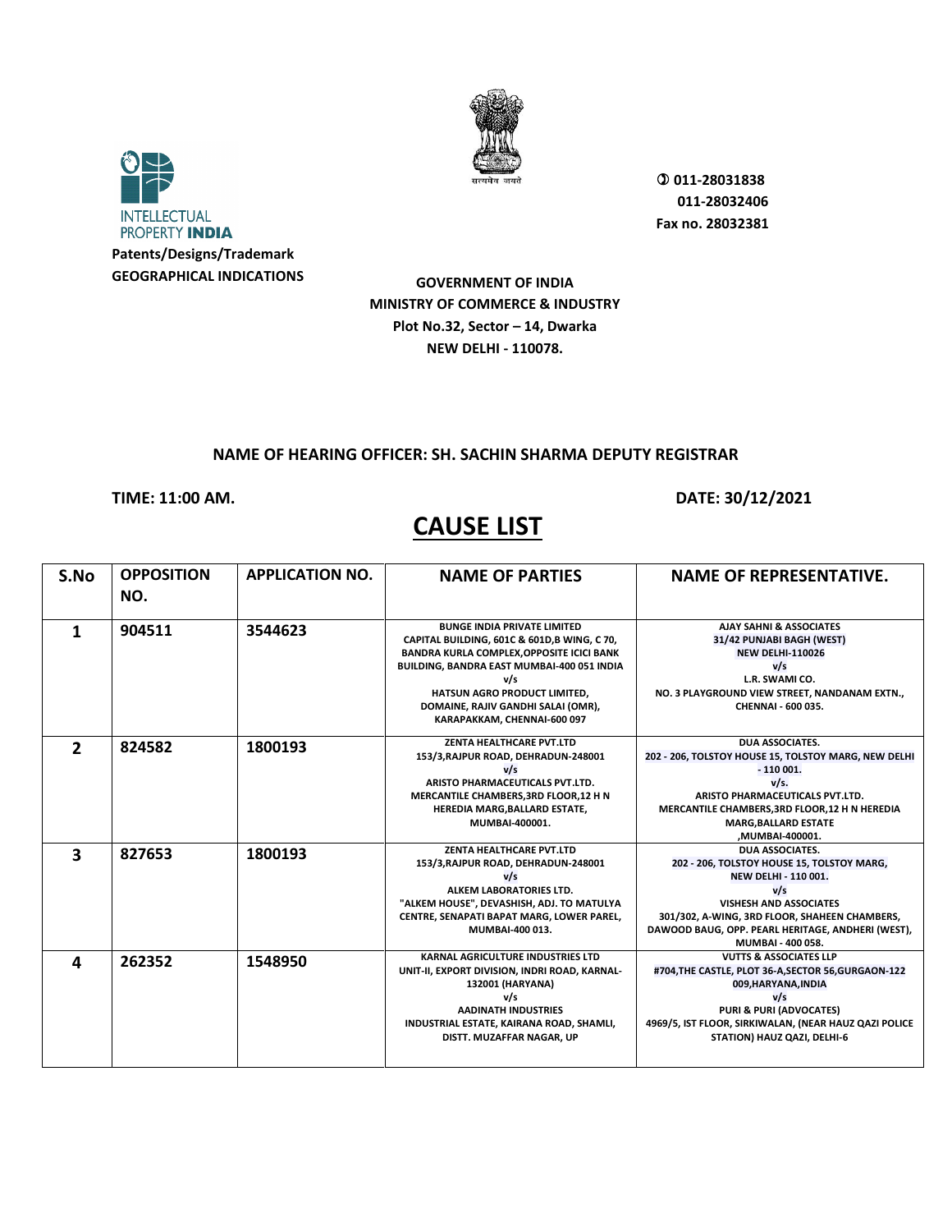INTELLECTUAL PROPERTY INDIA

**Patents/Designs/Trademark**
**GEOGRAPHICAL INDICATIONS**

सत्यमेव जयते

**011-28031838**
**011-28032406**
**Fax no. 28032381**

**GOVERNMENT OF INDIA**
**MINISTRY OF COMMERCE & INDUSTRY**
**Plot No.32, Sector – 14, Dwarka**
**NEW DELHI - 110078.**

**NAME OF HEARING OFFICER: SH. SACHIN SHARMA DEPUTY REGISTRAR**

**TIME: 11:00 AM.** **DATE: 30/12/2021**

# CAUSE LIST

| S.No | OPPOSITION NO. | APPLICATION NO. | NAME OF PARTIES | NAME OF REPRESENTATIVE. |
|---|---|---|---|---|
| 1 | 904511 | 3544623 | BUNGE INDIA PRIVATE LIMITED CAPITAL BUILDING, 601C & 601D,B WING, C 70, BANDRA KURLA COMPLEX,OPPOSITE ICICI BANK BUILDING, BANDRA EAST MUMBAI-400 051 INDIA v/s HATSUN AGRO PRODUCT LIMITED, DOMAINE, RAJIV GANDHI SALAI (OMR), KARAPAKKAM, CHENNAI-600 097 | AJAY SAHNI & ASSOCIATES 31/42 PUNJABI BAGH (WEST) NEW DELHI-110026 v/s L.R. SWAMI CO. NO. 3 PLAYGROUND VIEW STREET, NANDANAM EXTN., CHENNAI - 600 035. |
| 2 | 824582 | 1800193 | ZENTA HEALTHCARE PVT.LTD 153/3,RAJPUR ROAD, DEHRADUN-248001 v/s ARISTO PHARMACEUTICALS PVT.LTD. MERCANTILE CHAMBERS,3RD FLOOR,12 H N HEREDIA MARG,BALLARD ESTATE, MUMBAI-400001. | DUA ASSOCIATES. 202 - 206, TOLSTOY HOUSE 15, TOLSTOY MARG, NEW DELHI - 110 001. v/s. ARISTO PHARMACEUTICALS PVT.LTD. MERCANTILE CHAMBERS,3RD FLOOR,12 H N HEREDIA MARG,BALLARD ESTATE ,MUMBAI-400001. |
| 3 | 827653 | 1800193 | ZENTA HEALTHCARE PVT.LTD 153/3,RAJPUR ROAD, DEHRADUN-248001 v/s ALKEM LABORATORIES LTD. "ALKEM HOUSE", DEVASHISH, ADJ. TO MATULYA CENTRE, SENAPATI BAPAT MARG, LOWER PAREL, MUMBAI-400 013. | DUA ASSOCIATES. 202 - 206, TOLSTOY HOUSE 15, TOLSTOY MARG, NEW DELHI - 110 001. v/s VISHESH AND ASSOCIATES 301/302, A-WING, 3RD FLOOR, SHAHEEN CHAMBERS, DAWOOD BAUG, OPP. PEARL HERITAGE, ANDHERI (WEST), MUMBAI - 400 058. |
| 4 | 262352 | 1548950 | KARNAL AGRICULTURE INDUSTRIES LTD UNIT-II, EXPORT DIVISION, INDRI ROAD, KARNAL-132001 (HARYANA) v/s AADINATH INDUSTRIES INDUSTRIAL ESTATE, KAIRANA ROAD, SHAMLI, DISTT. MUZAFFAR NAGAR, UP | VUTTS & ASSOCIATES LLP #704,THE CASTLE, PLOT 36-A,SECTOR 56,GURGAON-122 009,HARYANA,INDIA v/s PURI & PURI (ADVOCATES) 4969/5, IST FLOOR, SIRKIWALAN, (NEAR HAUZ QAZI POLICE STATION) HAUZ QAZI, DELHI-6 |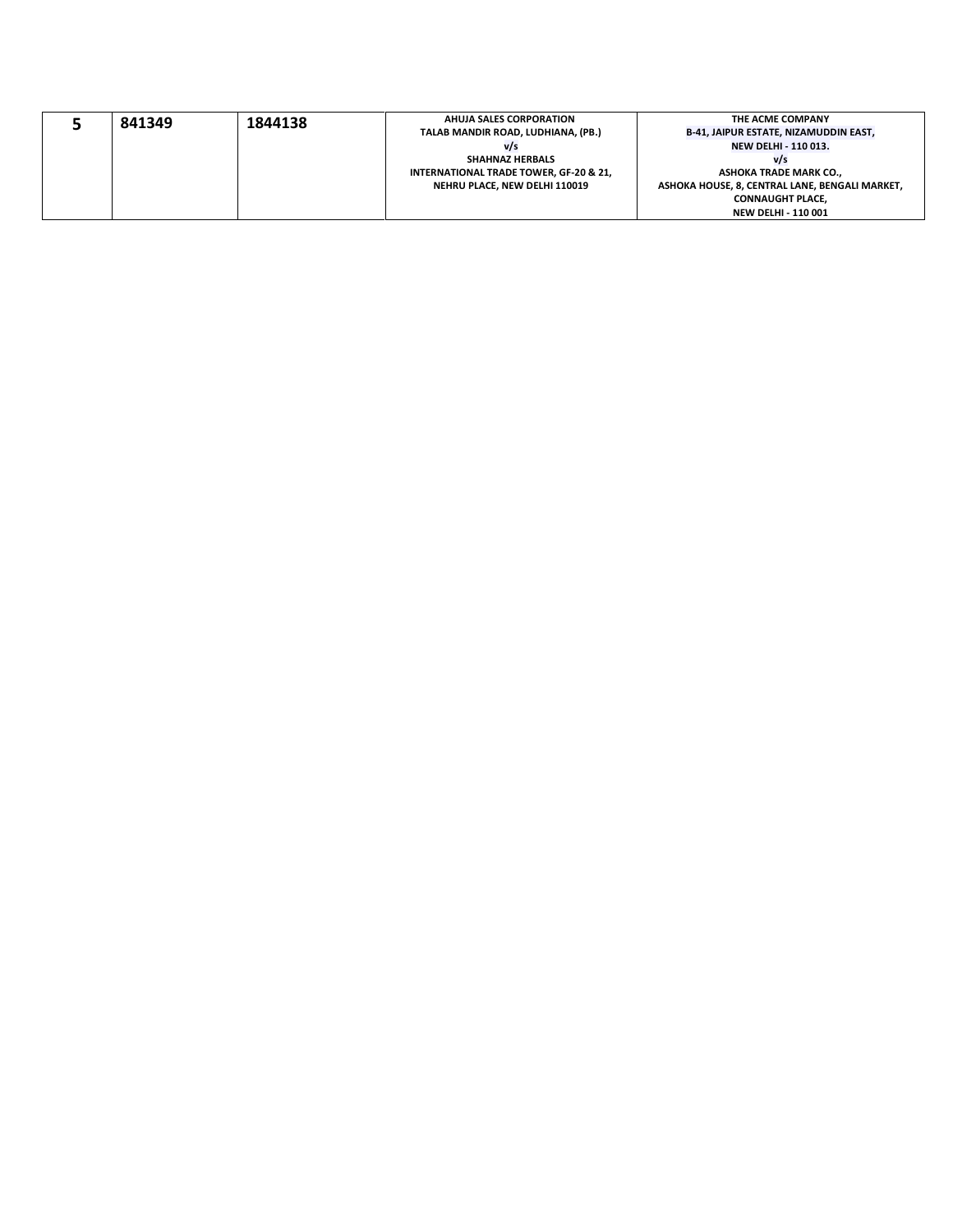| | | | | |
|---|---|---|---|---|
| **5** | **841349** | **1844138** | **AHUJA SALES CORPORATION**<br>**TALAB MANDIR ROAD, LUDHIANA, (PB.)**<br>**v/s**<br>**SHAHNAZ HERBALS**<br>**INTERNATIONAL TRADE TOWER, GF-20 & 21,**<br>**NEHRU PLACE, NEW DELHI 110019** | **THE ACME COMPANY**<br>**B-41, JAIPUR ESTATE, NIZAMUDDIN EAST,**<br>**NEW DELHI - 110 013.**<br>**v/s**<br>**ASHOKA TRADE MARK CO.,**<br>**ASHOKA HOUSE, 8, CENTRAL LANE, BENGALI MARKET,**<br>**CONNAUGHT PLACE,**<br>**NEW DELHI - 110 001** |